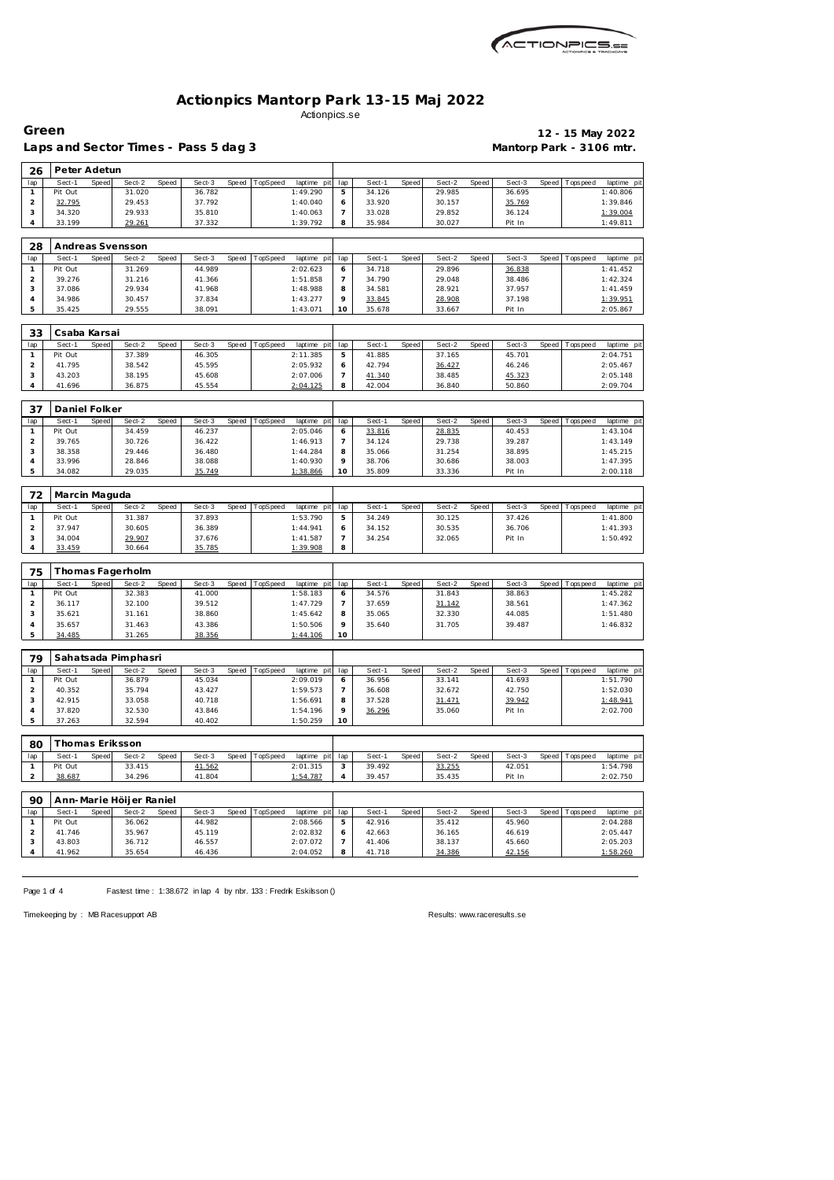# Actionpics Mantorp Park 13-15 Maj 2022

Actionpics.se

**Green** — **12 - 15 May 2022**

**Laps and Sector Times - Pass 5 dag 3** — **Mantorp Park - 3106 mtr.**

## 26 Peter Adetun

| lap | Sect-1 | Speed | Sect-2 | Speed | Sect-3 | Speed | TopSpeed | laptime pit | lap | Sect-1 | Speed | Sect-2 | Speed | Sect-3 | Speed | Topspeed | laptime pit |
|---|---|---|---|---|---|---|---|---|---|---|---|---|---|---|---|---|---|
| 1 | Pit Out | | 31.020 | | 36.782 | | | 1:49.290 | 5 | 34.126 | | 29.985 | | 36.695 | | | 1:40.806 |
| 2 | 32.795 | | 29.453 | | 37.792 | | | 1:40.040 | 6 | 33.920 | | 30.157 | | 35.769 | | | 1:39.846 |
| 3 | 34.320 | | 29.933 | | 35.810 | | | 1:40.063 | 7 | 33.028 | | 29.852 | | 36.124 | | | 1:39.004 |
| 4 | 33.199 | | 29.261 | | 37.332 | | | 1:39.792 | 8 | 35.984 | | 30.027 | | Pit In | | | 1:49.811 |

## 28 Andreas Svensson

| lap | Sect-1 | Speed | Sect-2 | Speed | Sect-3 | Speed | TopSpeed | laptime pit | lap | Sect-1 | Speed | Sect-2 | Speed | Sect-3 | Speed | Topspeed | laptime pit |
|---|---|---|---|---|---|---|---|---|---|---|---|---|---|---|---|---|---|
| 1 | Pit Out | | 31.269 | | 44.989 | | | 2:02.623 | 6 | 34.718 | | 29.896 | | 36.838 | | | 1:41.452 |
| 2 | 39.276 | | 31.216 | | 41.366 | | | 1:51.858 | 7 | 34.790 | | 29.048 | | 38.486 | | | 1:42.324 |
| 3 | 37.086 | | 29.934 | | 41.968 | | | 1:48.988 | 8 | 34.581 | | 28.921 | | 37.957 | | | 1:41.459 |
| 4 | 34.986 | | 30.457 | | 37.834 | | | 1:43.277 | 9 | 33.845 | | 28.908 | | 37.198 | | | 1:39.951 |
| 5 | 35.425 | | 29.555 | | 38.091 | | | 1:43.071 | 10 | 35.678 | | 33.667 | | Pit In | | | 2:05.867 |

## 33 Csaba Karsai

| lap | Sect-1 | Speed | Sect-2 | Speed | Sect-3 | Speed | TopSpeed | laptime pit | lap | Sect-1 | Speed | Sect-2 | Speed | Sect-3 | Speed | Topspeed | laptime pit |
|---|---|---|---|---|---|---|---|---|---|---|---|---|---|---|---|---|---|
| 1 | Pit Out | | 37.389 | | 46.305 | | | 2:11.385 | 5 | 41.885 | | 37.165 | | 45.701 | | | 2:04.751 |
| 2 | 41.795 | | 38.542 | | 45.595 | | | 2:05.932 | 6 | 42.794 | | 36.427 | | 46.246 | | | 2:05.467 |
| 3 | 43.203 | | 38.195 | | 45.608 | | | 2:07.006 | 7 | 41.340 | | 38.485 | | 45.323 | | | 2:05.148 |
| 4 | 41.696 | | 36.875 | | 45.554 | | | 2:04.125 | 8 | 42.004 | | 36.840 | | 50.860 | | | 2:09.704 |

## 37 Daniel Folker

| lap | Sect-1 | Speed | Sect-2 | Speed | Sect-3 | Speed | TopSpeed | laptime pit | lap | Sect-1 | Speed | Sect-2 | Speed | Sect-3 | Speed | Topspeed | laptime pit |
|---|---|---|---|---|---|---|---|---|---|---|---|---|---|---|---|---|---|
| 1 | Pit Out | | 34.459 | | 46.237 | | | 2:05.046 | 6 | 33.816 | | 28.835 | | 40.453 | | | 1:43.104 |
| 2 | 39.765 | | 30.726 | | 36.422 | | | 1:46.913 | 7 | 34.124 | | 29.738 | | 39.287 | | | 1:43.149 |
| 3 | 38.358 | | 29.446 | | 36.480 | | | 1:44.284 | 8 | 35.066 | | 31.254 | | 38.895 | | | 1:45.215 |
| 4 | 33.996 | | 28.846 | | 38.088 | | | 1:40.930 | 9 | 38.706 | | 30.686 | | 38.003 | | | 1:47.395 |
| 5 | 34.082 | | 29.035 | | 35.749 | | | 1:38.866 | 10 | 35.809 | | 33.336 | | Pit In | | | 2:00.118 |

## 72 Marcin Maguda

| lap | Sect-1 | Speed | Sect-2 | Speed | Sect-3 | Speed | TopSpeed | laptime pit | lap | Sect-1 | Speed | Sect-2 | Speed | Sect-3 | Speed | Topspeed | laptime pit |
|---|---|---|---|---|---|---|---|---|---|---|---|---|---|---|---|---|---|
| 1 | Pit Out | | 31.387 | | 37.893 | | | 1:53.790 | 5 | 34.249 | | 30.125 | | 37.426 | | | 1:41.800 |
| 2 | 37.947 | | 30.605 | | 36.389 | | | 1:44.941 | 6 | 34.152 | | 30.535 | | 36.706 | | | 1:41.393 |
| 3 | 34.004 | | 29.907 | | 37.676 | | | 1:41.587 | 7 | 34.254 | | 32.065 | | Pit In | | | 1:50.492 |
| 4 | 33.459 | | 30.664 | | 35.785 | | | 1:39.908 | 8 | | | | | | | | |

## 75 Thomas Fagerholm

| lap | Sect-1 | Speed | Sect-2 | Speed | Sect-3 | Speed | TopSpeed | laptime pit | lap | Sect-1 | Speed | Sect-2 | Speed | Sect-3 | Speed | Topspeed | laptime pit |
|---|---|---|---|---|---|---|---|---|---|---|---|---|---|---|---|---|---|
| 1 | Pit Out | | 32.383 | | 41.000 | | | 1:58.183 | 6 | 34.576 | | 31.843 | | 38.863 | | | 1:45.282 |
| 2 | 36.117 | | 32.100 | | 39.512 | | | 1:47.729 | 7 | 37.659 | | 31.142 | | 38.561 | | | 1:47.362 |
| 3 | 35.621 | | 31.161 | | 38.860 | | | 1:45.642 | 8 | 35.065 | | 32.330 | | 44.085 | | | 1:51.480 |
| 4 | 35.657 | | 31.463 | | 43.386 | | | 1:50.506 | 9 | 35.640 | | 31.705 | | 39.487 | | | 1:46.832 |
| 5 | 34.485 | | 31.265 | | 38.356 | | | 1:44.106 | 10 | | | | | | | | |

## 79 Sahatsada Pimphasri

| lap | Sect-1 | Speed | Sect-2 | Speed | Sect-3 | Speed | TopSpeed | laptime pit | lap | Sect-1 | Speed | Sect-2 | Speed | Sect-3 | Speed | Topspeed | laptime pit |
|---|---|---|---|---|---|---|---|---|---|---|---|---|---|---|---|---|---|
| 1 | Pit Out | | 36.879 | | 45.034 | | | 2:09.019 | 6 | 36.956 | | 33.141 | | 41.693 | | | 1:51.790 |
| 2 | 40.352 | | 35.794 | | 43.427 | | | 1:59.573 | 7 | 36.608 | | 32.672 | | 42.750 | | | 1:52.030 |
| 3 | 42.915 | | 33.058 | | 40.718 | | | 1:56.691 | 8 | 37.528 | | 31.471 | | 39.942 | | | 1:48.941 |
| 4 | 37.820 | | 32.530 | | 43.846 | | | 1:54.196 | 9 | 36.296 | | 35.060 | | Pit In | | | 2:02.700 |
| 5 | 37.263 | | 32.594 | | 40.402 | | | 1:50.259 | 10 | | | | | | | | |

## 80 Thomas Eriksson

| lap | Sect-1 | Speed | Sect-2 | Speed | Sect-3 | Speed | TopSpeed | laptime pit | lap | Sect-1 | Speed | Sect-2 | Speed | Sect-3 | Speed | Topspeed | laptime pit |
|---|---|---|---|---|---|---|---|---|---|---|---|---|---|---|---|---|---|
| 1 | Pit Out | | 33.415 | | 41.562 | | | 2:01.315 | 3 | 39.492 | | 33.255 | | 42.051 | | | 1:54.798 |
| 2 | 38.687 | | 34.296 | | 41.804 | | | 1:54.787 | 4 | 39.457 | | 35.435 | | Pit In | | | 2:02.750 |

## 90 Ann-Marie Höijer Raniel

| lap | Sect-1 | Speed | Sect-2 | Speed | Sect-3 | Speed | TopSpeed | laptime pit | lap | Sect-1 | Speed | Sect-2 | Speed | Sect-3 | Speed | Topspeed | laptime pit |
|---|---|---|---|---|---|---|---|---|---|---|---|---|---|---|---|---|---|
| 1 | Pit Out | | 36.062 | | 44.982 | | | 2:08.566 | 5 | 42.916 | | 35.412 | | 45.960 | | | 2:04.288 |
| 2 | 41.746 | | 35.967 | | 45.119 | | | 2:02.832 | 6 | 42.663 | | 36.165 | | 46.619 | | | 2:05.447 |
| 3 | 43.803 | | 36.712 | | 46.557 | | | 2:07.072 | 7 | 41.406 | | 38.137 | | 45.660 | | | 2:05.203 |
| 4 | 41.962 | | 35.654 | | 46.436 | | | 2:04.052 | 8 | 41.718 | | 34.386 | | 42.156 | | | 1:58.260 |

Fastest time : 1:38.672 in lap 4 by nbr. 133 : Fredrik Eskilsson ()

Timekeeping by : MB Racesupport AB

Results: www.raceresults.se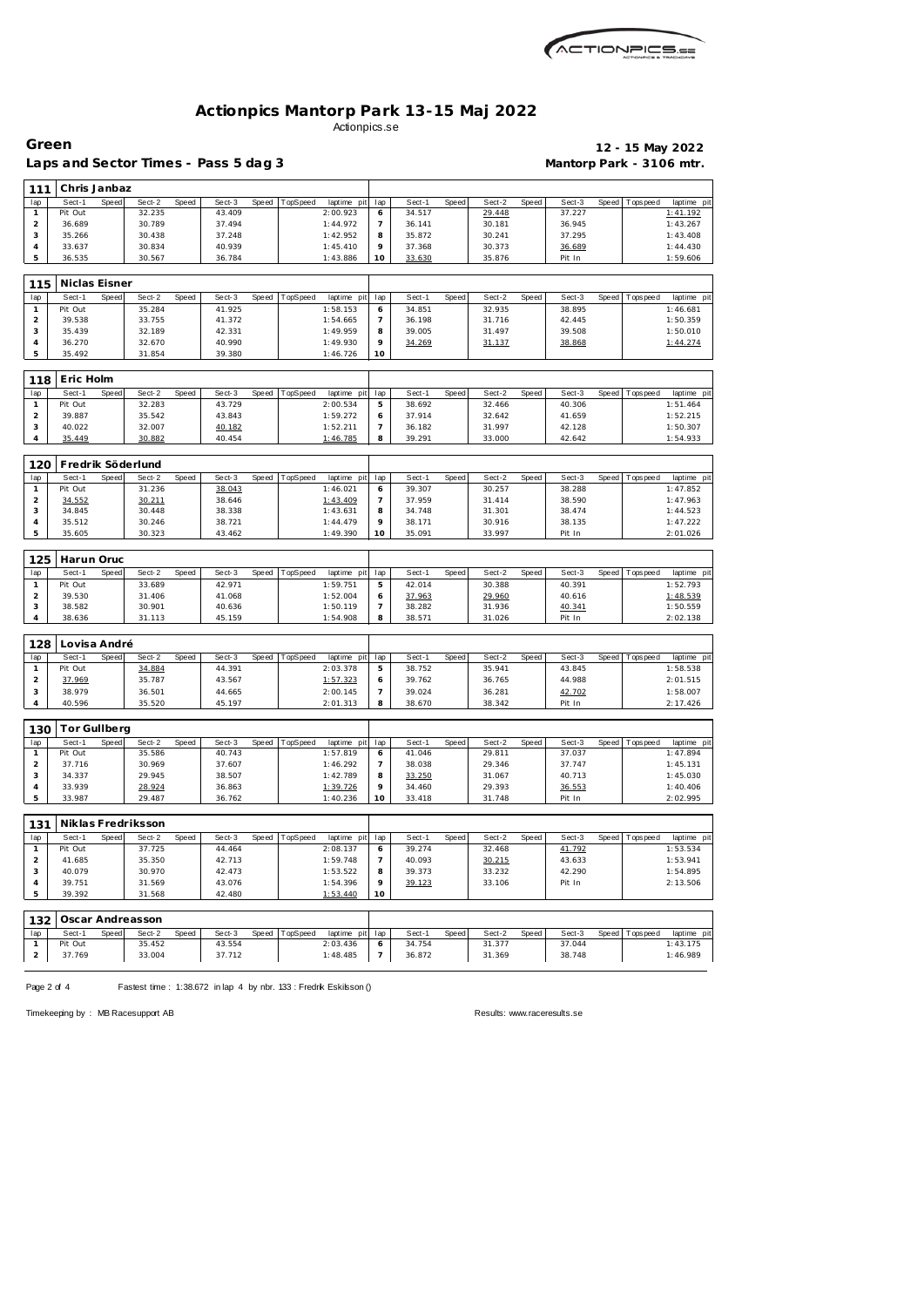# Actionpics Mantorp Park 13-15 Maj 2022

Actionpics.se

**Green** — **12 - 15 May 2022**

**Laps and Sector Times - Pass 5 dag 3** — **Mantorp Park - 3106 mtr.**

## 111 Chris Janbaz

| lap | Sect-1 | Speed | Sect-2 | Speed | Sect-3 | Speed | TopSpeed | laptime pit | lap | Sect-1 | Speed | Sect-2 | Speed | Sect-3 | Speed | Topspeed | laptime pit |
|---|---|---|---|---|---|---|---|---|---|---|---|---|---|---|---|---|---|
| 1 | Pit Out | | 32.235 | | 43.409 | | | 2:00.923 | 6 | 34.517 | | 29.448 | | 37.227 | | | 1:41.192 |
| 2 | 36.689 | | 30.789 | | 37.494 | | | 1:44.972 | 7 | 36.141 | | 30.181 | | 36.945 | | | 1:43.267 |
| 3 | 35.266 | | 30.438 | | 37.248 | | | 1:42.952 | 8 | 35.872 | | 30.241 | | 37.295 | | | 1:43.408 |
| 4 | 33.637 | | 30.834 | | 40.939 | | | 1:45.410 | 9 | 37.368 | | 30.373 | | 36.689 | | | 1:44.430 |
| 5 | 36.535 | | 30.567 | | 36.784 | | | 1:43.886 | 10 | 33.630 | | 35.876 | | Pit In | | | 1:59.606 |

## 115 Niclas Eisner

| lap | Sect-1 | Speed | Sect-2 | Speed | Sect-3 | Speed | TopSpeed | laptime pit | lap | Sect-1 | Speed | Sect-2 | Speed | Sect-3 | Speed | Topspeed | laptime pit |
|---|---|---|---|---|---|---|---|---|---|---|---|---|---|---|---|---|---|
| 1 | Pit Out | | 35.284 | | 41.925 | | | 1:58.153 | 6 | 34.851 | | 32.935 | | 38.895 | | | 1:46.681 |
| 2 | 39.538 | | 33.755 | | 41.372 | | | 1:54.665 | 7 | 36.198 | | 31.716 | | 42.445 | | | 1:50.359 |
| 3 | 35.439 | | 32.189 | | 42.331 | | | 1:49.959 | 8 | 39.005 | | 31.497 | | 39.508 | | | 1:50.010 |
| 4 | 36.270 | | 32.670 | | 40.990 | | | 1:49.930 | 9 | 34.269 | | 31.137 | | 38.868 | | | 1:44.274 |
| 5 | 35.492 | | 31.854 | | 39.380 | | | 1:46.726 | 10 | | | | | | | | |

## 118 Eric Holm

| lap | Sect-1 | Speed | Sect-2 | Speed | Sect-3 | Speed | TopSpeed | laptime pit | lap | Sect-1 | Speed | Sect-2 | Speed | Sect-3 | Speed | Topspeed | laptime pit |
|---|---|---|---|---|---|---|---|---|---|---|---|---|---|---|---|---|---|
| 1 | Pit Out | | 32.283 | | 43.729 | | | 2:00.534 | 5 | 38.692 | | 32.466 | | 40.306 | | | 1:51.464 |
| 2 | 39.887 | | 35.542 | | 43.843 | | | 1:59.272 | 6 | 37.914 | | 32.642 | | 41.659 | | | 1:52.215 |
| 3 | 40.022 | | 32.007 | | 40.182 | | | 1:52.211 | 7 | 36.182 | | 31.997 | | 42.128 | | | 1:50.307 |
| 4 | 35.449 | | 30.882 | | 40.454 | | | 1:46.785 | 8 | 39.291 | | 33.000 | | 42.642 | | | 1:54.933 |

## 120 Fredrik Söderlund

| lap | Sect-1 | Speed | Sect-2 | Speed | Sect-3 | Speed | TopSpeed | laptime pit | lap | Sect-1 | Speed | Sect-2 | Speed | Sect-3 | Speed | Topspeed | laptime pit |
|---|---|---|---|---|---|---|---|---|---|---|---|---|---|---|---|---|---|
| 1 | Pit Out | | 31.236 | | 38.043 | | | 1:46.021 | 6 | 39.307 | | 30.257 | | 38.288 | | | 1:47.852 |
| 2 | 34.552 | | 30.211 | | 38.646 | | | 1:43.409 | 7 | 37.959 | | 31.414 | | 38.590 | | | 1:47.963 |
| 3 | 34.845 | | 30.448 | | 38.338 | | | 1:43.631 | 8 | 34.748 | | 31.301 | | 38.474 | | | 1:44.523 |
| 4 | 35.512 | | 30.246 | | 38.721 | | | 1:44.479 | 9 | 38.171 | | 30.916 | | 38.135 | | | 1:47.222 |
| 5 | 35.605 | | 30.323 | | 43.462 | | | 1:49.390 | 10 | 35.091 | | 33.997 | | Pit In | | | 2:01.026 |

## 125 Harun Oruc

| lap | Sect-1 | Speed | Sect-2 | Speed | Sect-3 | Speed | TopSpeed | laptime pit | lap | Sect-1 | Speed | Sect-2 | Speed | Sect-3 | Speed | Topspeed | laptime pit |
|---|---|---|---|---|---|---|---|---|---|---|---|---|---|---|---|---|---|
| 1 | Pit Out | | 33.689 | | 42.971 | | | 1:59.751 | 5 | 42.014 | | 30.388 | | 40.391 | | | 1:52.793 |
| 2 | 39.530 | | 31.406 | | 41.068 | | | 1:52.004 | 6 | 37.963 | | 29.960 | | 40.616 | | | 1:48.539 |
| 3 | 38.582 | | 30.901 | | 40.636 | | | 1:50.119 | 7 | 38.282 | | 31.936 | | 40.341 | | | 1:50.559 |
| 4 | 38.636 | | 31.113 | | 45.159 | | | 1:54.908 | 8 | 38.571 | | 31.026 | | Pit In | | | 2:02.138 |

## 128 Lovisa André

| lap | Sect-1 | Speed | Sect-2 | Speed | Sect-3 | Speed | TopSpeed | laptime pit | lap | Sect-1 | Speed | Sect-2 | Speed | Sect-3 | Speed | Topspeed | laptime pit |
|---|---|---|---|---|---|---|---|---|---|---|---|---|---|---|---|---|---|
| 1 | Pit Out | | 34.884 | | 44.391 | | | 2:03.378 | 5 | 38.752 | | 35.941 | | 43.845 | | | 1:58.538 |
| 2 | 37.969 | | 35.787 | | 43.567 | | | 1:57.323 | 6 | 39.762 | | 36.765 | | 44.988 | | | 2:01.515 |
| 3 | 38.979 | | 36.501 | | 44.665 | | | 2:00.145 | 7 | 39.024 | | 36.281 | | 42.702 | | | 1:58.007 |
| 4 | 40.596 | | 35.520 | | 45.197 | | | 2:01.313 | 8 | 38.670 | | 38.342 | | Pit In | | | 2:17.426 |

## 130 Tor Gullberg

| lap | Sect-1 | Speed | Sect-2 | Speed | Sect-3 | Speed | TopSpeed | laptime pit | lap | Sect-1 | Speed | Sect-2 | Speed | Sect-3 | Speed | Topspeed | laptime pit |
|---|---|---|---|---|---|---|---|---|---|---|---|---|---|---|---|---|---|
| 1 | Pit Out | | 35.586 | | 40.743 | | | 1:57.819 | 6 | 41.046 | | 29.811 | | 37.037 | | | 1:47.894 |
| 2 | 37.716 | | 30.969 | | 37.607 | | | 1:46.292 | 7 | 38.038 | | 29.346 | | 37.747 | | | 1:45.131 |
| 3 | 34.337 | | 29.945 | | 38.507 | | | 1:42.789 | 8 | 33.250 | | 31.067 | | 40.713 | | | 1:45.030 |
| 4 | 33.939 | | 28.924 | | 36.863 | | | 1:39.726 | 9 | 34.460 | | 29.393 | | 36.553 | | | 1:40.406 |
| 5 | 33.987 | | 29.487 | | 36.762 | | | 1:40.236 | 10 | 33.418 | | 31.748 | | Pit In | | | 2:02.995 |

## 131 Niklas Fredriksson

| lap | Sect-1 | Speed | Sect-2 | Speed | Sect-3 | Speed | TopSpeed | laptime pit | lap | Sect-1 | Speed | Sect-2 | Speed | Sect-3 | Speed | Topspeed | laptime pit |
|---|---|---|---|---|---|---|---|---|---|---|---|---|---|---|---|---|---|
| 1 | Pit Out | | 37.725 | | 44.464 | | | 2:08.137 | 6 | 39.274 | | 32.468 | | 41.792 | | | 1:53.534 |
| 2 | 41.685 | | 35.350 | | 42.713 | | | 1:59.748 | 7 | 40.093 | | 30.215 | | 43.633 | | | 1:53.941 |
| 3 | 40.079 | | 30.970 | | 42.473 | | | 1:53.522 | 8 | 39.373 | | 33.232 | | 42.290 | | | 1:54.895 |
| 4 | 39.751 | | 31.569 | | 43.076 | | | 1:54.396 | 9 | 39.123 | | 33.106 | | Pit In | | | 2:13.506 |
| 5 | 39.392 | | 31.568 | | 42.480 | | | 1:53.440 | 10 | | | | | | | | |

## 132 Oscar Andreasson

| lap | Sect-1 | Speed | Sect-2 | Speed | Sect-3 | Speed | TopSpeed | laptime pit | lap | Sect-1 | Speed | Sect-2 | Speed | Sect-3 | Speed | Topspeed | laptime pit |
|---|---|---|---|---|---|---|---|---|---|---|---|---|---|---|---|---|---|
| 1 | Pit Out | | 35.452 | | 43.554 | | | 2:03.436 | 6 | 34.754 | | 31.377 | | 37.044 | | | 1:43.175 |
| 2 | 37.769 | | 33.004 | | 37.712 | | | 1:48.485 | 7 | 36.872 | | 31.369 | | 38.748 | | | 1:46.989 |

Fastest time : 1:38.672 in lap 4 by nbr. 133 : Fredrik Eskilsson ()

Timekeeping by : MB Racesupport AB — Results: www.raceresults.se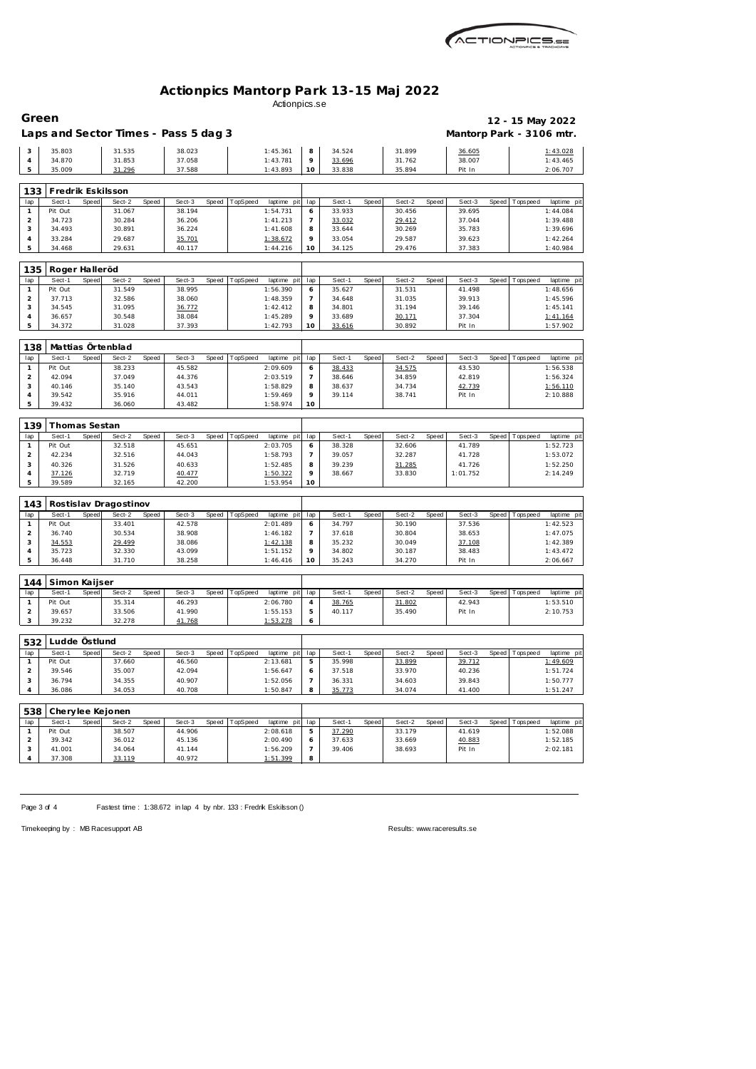# Actionpics Mantorp Park 13-15 Maj 2022

Actionpics.se

## Green

**12 - 15 May 2022**

**Laps and Sector Times - Pass 5 dag 3**

**Mantorp Park - 3106 mtr.**

| lap | Sect-1 | Speed | Sect-2 | Speed | Sect-3 | Speed | TopSpeed | laptime pit | lap | Sect-1 | Speed | Sect-2 | Speed | Sect-3 | Speed | Topspeed | laptime pit |
|---|---|---|---|---|---|---|---|---|---|---|---|---|---|---|---|---|---|
| 3 | 35.803 | | 31.535 | | 38.023 | | | 1:45.361 | 8 | 34.524 | | 31.899 | | 36.605 | | | 1:43.028 |
| 4 | 34.870 | | 31.853 | | 37.058 | | | 1:43.781 | 9 | 33.696 | | 31.762 | | 38.007 | | | 1:43.465 |
| 5 | 35.009 | | 31.296 | | 37.588 | | | 1:43.893 | 10 | 33.838 | | 35.894 | | Pit In | | | 2:06.707 |

### 133 Fredrik Eskilsson

| lap | Sect-1 | Speed | Sect-2 | Speed | Sect-3 | Speed | TopSpeed | laptime pit | lap | Sect-1 | Speed | Sect-2 | Speed | Sect-3 | Speed | Topspeed | laptime pit |
|---|---|---|---|---|---|---|---|---|---|---|---|---|---|---|---|---|---|
| 1 | Pit Out | | 31.067 | | 38.194 | | | 1:54.731 | 6 | 33.933 | | 30.456 | | 39.695 | | | 1:44.084 |
| 2 | 34.723 | | 30.284 | | 36.206 | | | 1:41.213 | 7 | 33.032 | | 29.412 | | 37.044 | | | 1:39.488 |
| 3 | 34.493 | | 30.891 | | 36.224 | | | 1:41.608 | 8 | 33.644 | | 30.269 | | 35.783 | | | 1:39.696 |
| 4 | 33.284 | | 29.687 | | 35.701 | | | 1:38.672 | 9 | 33.054 | | 29.587 | | 39.623 | | | 1:42.264 |
| 5 | 34.468 | | 29.631 | | 40.117 | | | 1:44.216 | 10 | 34.125 | | 29.476 | | 37.383 | | | 1:40.984 |

### 135 Roger Halleröd

| lap | Sect-1 | Speed | Sect-2 | Speed | Sect-3 | Speed | TopSpeed | laptime pit | lap | Sect-1 | Speed | Sect-2 | Speed | Sect-3 | Speed | Topspeed | laptime pit |
|---|---|---|---|---|---|---|---|---|---|---|---|---|---|---|---|---|---|
| 1 | Pit Out | | 31.549 | | 38.995 | | | 1:56.390 | 6 | 35.627 | | 31.531 | | 41.498 | | | 1:48.656 |
| 2 | 37.713 | | 32.586 | | 38.060 | | | 1:48.359 | 7 | 34.648 | | 31.035 | | 39.913 | | | 1:45.596 |
| 3 | 34.545 | | 31.095 | | 36.772 | | | 1:42.412 | 8 | 34.801 | | 31.194 | | 39.146 | | | 1:45.141 |
| 4 | 36.657 | | 30.548 | | 38.084 | | | 1:45.289 | 9 | 33.689 | | 30.171 | | 37.304 | | | 1:41.164 |
| 5 | 34.372 | | 31.028 | | 37.393 | | | 1:42.793 | 10 | 33.616 | | 30.892 | | Pit In | | | 1:57.902 |

### 138 Mattias Örtenblad

| lap | Sect-1 | Speed | Sect-2 | Speed | Sect-3 | Speed | TopSpeed | laptime pit | lap | Sect-1 | Speed | Sect-2 | Speed | Sect-3 | Speed | Topspeed | laptime pit |
|---|---|---|---|---|---|---|---|---|---|---|---|---|---|---|---|---|---|
| 1 | Pit Out | | 38.233 | | 45.582 | | | 2:09.609 | 6 | 38.433 | | 34.575 | | 43.530 | | | 1:56.538 |
| 2 | 42.094 | | 37.049 | | 44.376 | | | 2:03.519 | 7 | 38.646 | | 34.859 | | 42.819 | | | 1:56.324 |
| 3 | 40.146 | | 35.140 | | 43.543 | | | 1:58.829 | 8 | 38.637 | | 34.734 | | 42.739 | | | 1:56.110 |
| 4 | 39.542 | | 35.916 | | 44.011 | | | 1:59.469 | 9 | 39.114 | | 38.741 | | Pit In | | | 2:10.888 |
| 5 | 39.432 | | 36.060 | | 43.482 | | | 1:58.974 | 10 | | | | | | | | |

### 139 Thomas Sestan

| lap | Sect-1 | Speed | Sect-2 | Speed | Sect-3 | Speed | TopSpeed | laptime pit | lap | Sect-1 | Speed | Sect-2 | Speed | Sect-3 | Speed | Topspeed | laptime pit |
|---|---|---|---|---|---|---|---|---|---|---|---|---|---|---|---|---|---|
| 1 | Pit Out | | 32.518 | | 45.651 | | | 2:03.705 | 6 | 38.328 | | 32.606 | | 41.789 | | | 1:52.723 |
| 2 | 42.234 | | 32.516 | | 44.043 | | | 1:58.793 | 7 | 39.057 | | 32.287 | | 41.728 | | | 1:53.072 |
| 3 | 40.326 | | 31.526 | | 40.633 | | | 1:52.485 | 8 | 39.239 | | 31.285 | | 41.726 | | | 1:52.250 |
| 4 | 37.126 | | 32.719 | | 40.477 | | | 1:50.322 | 9 | 38.667 | | 33.830 | | 1:01.752 | | | 2:14.249 |
| 5 | 39.589 | | 32.165 | | 42.200 | | | 1:53.954 | 10 | | | | | | | | |

### 143 Rostislav Dragostinov

| lap | Sect-1 | Speed | Sect-2 | Speed | Sect-3 | Speed | TopSpeed | laptime pit | lap | Sect-1 | Speed | Sect-2 | Speed | Sect-3 | Speed | Topspeed | laptime pit |
|---|---|---|---|---|---|---|---|---|---|---|---|---|---|---|---|---|---|
| 1 | Pit Out | | 33.401 | | 42.578 | | | 2:01.489 | 6 | 34.797 | | 30.190 | | 37.536 | | | 1:42.523 |
| 2 | 36.740 | | 30.534 | | 38.908 | | | 1:46.182 | 7 | 37.618 | | 30.804 | | 38.653 | | | 1:47.075 |
| 3 | 34.553 | | 29.499 | | 38.086 | | | 1:42.138 | 8 | 35.232 | | 30.049 | | 37.108 | | | 1:42.389 |
| 4 | 35.723 | | 32.330 | | 43.099 | | | 1:51.152 | 9 | 34.802 | | 30.187 | | 38.483 | | | 1:43.472 |
| 5 | 36.448 | | 31.710 | | 38.258 | | | 1:46.416 | 10 | 35.243 | | 34.270 | | Pit In | | | 2:06.667 |

### 144 Simon Kaijser

| lap | Sect-1 | Speed | Sect-2 | Speed | Sect-3 | Speed | TopSpeed | laptime pit | lap | Sect-1 | Speed | Sect-2 | Speed | Sect-3 | Speed | Topspeed | laptime pit |
|---|---|---|---|---|---|---|---|---|---|---|---|---|---|---|---|---|---|
| 1 | Pit Out | | 35.314 | | 46.293 | | | 2:06.780 | 4 | 38.765 | | 31.802 | | 42.943 | | | 1:53.510 |
| 2 | 39.657 | | 33.506 | | 41.990 | | | 1:55.153 | 5 | 40.117 | | 35.490 | | Pit In | | | 2:10.753 |
| 3 | 39.232 | | 32.278 | | 41.768 | | | 1:53.278 | 6 | | | | | | | | |

### 532 Ludde Östlund

| lap | Sect-1 | Speed | Sect-2 | Speed | Sect-3 | Speed | TopSpeed | laptime pit | lap | Sect-1 | Speed | Sect-2 | Speed | Sect-3 | Speed | Topspeed | laptime pit |
|---|---|---|---|---|---|---|---|---|---|---|---|---|---|---|---|---|---|
| 1 | Pit Out | | 37.660 | | 46.560 | | | 2:13.681 | 5 | 35.998 | | 33.899 | | 39.712 | | | 1:49.609 |
| 2 | 39.546 | | 35.007 | | 42.094 | | | 1:56.647 | 6 | 37.518 | | 33.970 | | 40.236 | | | 1:51.724 |
| 3 | 36.794 | | 34.355 | | 40.907 | | | 1:52.056 | 7 | 36.331 | | 34.603 | | 39.843 | | | 1:50.777 |
| 4 | 36.086 | | 34.053 | | 40.708 | | | 1:50.847 | 8 | 35.773 | | 34.074 | | 41.400 | | | 1:51.247 |

### 538 Cherylee Kejonen

| lap | Sect-1 | Speed | Sect-2 | Speed | Sect-3 | Speed | TopSpeed | laptime pit | lap | Sect-1 | Speed | Sect-2 | Speed | Sect-3 | Speed | Topspeed | laptime pit |
|---|---|---|---|---|---|---|---|---|---|---|---|---|---|---|---|---|---|
| 1 | Pit Out | | 38.507 | | 44.906 | | | 2:08.618 | 5 | 37.290 | | 33.179 | | 41.619 | | | 1:52.088 |
| 2 | 39.342 | | 36.012 | | 45.136 | | | 2:00.490 | 6 | 37.633 | | 33.669 | | 40.883 | | | 1:52.185 |
| 3 | 41.001 | | 34.064 | | 41.144 | | | 1:56.209 | 7 | 39.406 | | 38.693 | | Pit In | | | 2:02.181 |
| 4 | 37.308 | | 33.119 | | 40.972 | | | 1:51.399 | 8 | | | | | | | | |

Fastest time : 1:38.672 in lap 4 by nbr. 133 : Fredrik Eskilsson ()

Timekeeping by : MB Racesupport AB

Results: www.raceresults.se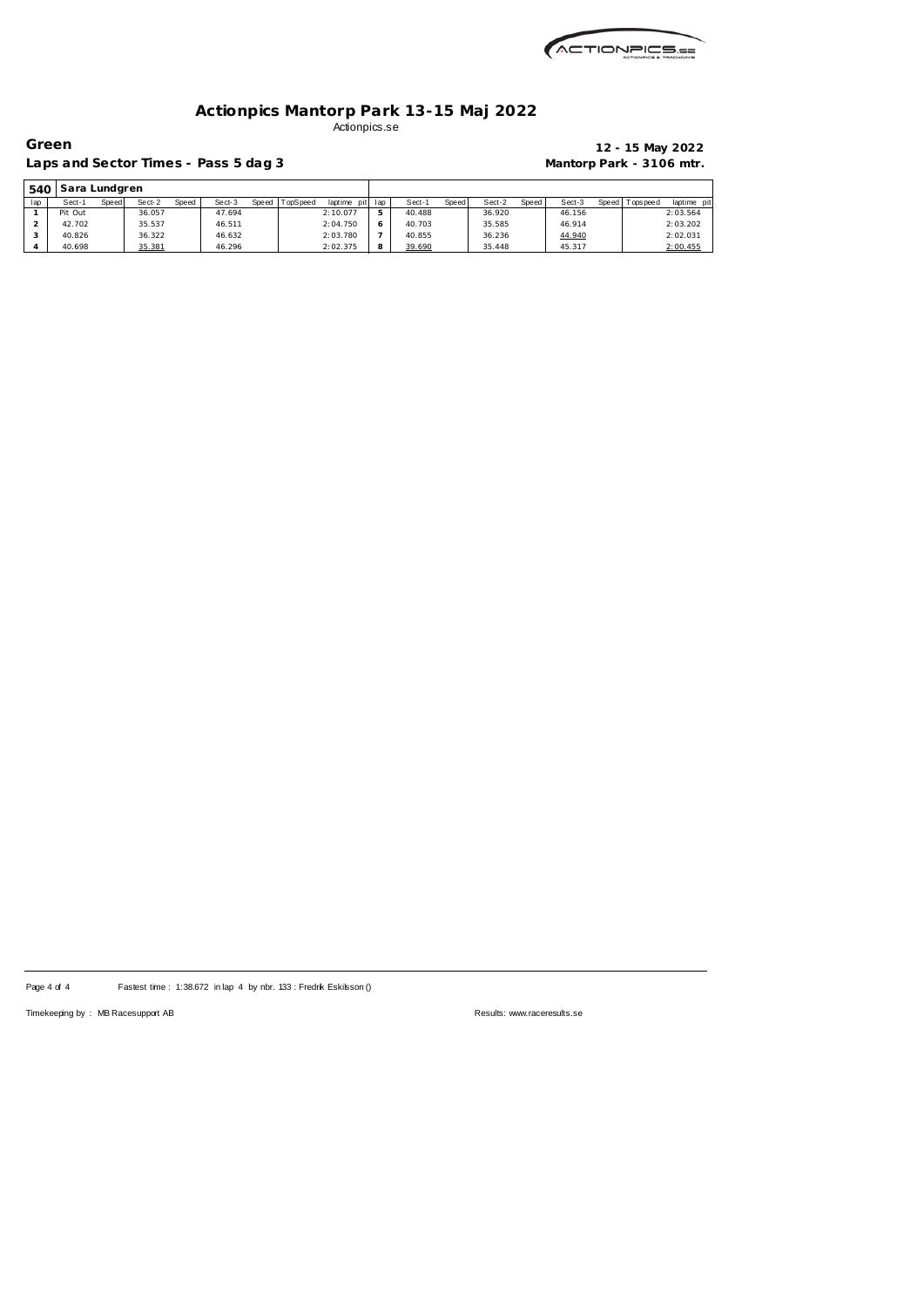# Actionpics Mantorp Park 13-15 Maj 2022

Actionpics.se

**Green**

**Laps and Sector Times - Pass 5 dag 3**

**12 - 15 May 2022**

**Mantorp Park - 3106 mtr.**

| 540 | Sara Lundgren | | | | | | | | | | | | | | | | | |
|---|---|---|---|---|---|---|---|---|---|---|---|---|---|---|---|---|---|---|
| lap | Sect-1 | Speed | Sect-2 | Speed | Sect-3 | Speed | TopSpeed | laptime pit | lap | Sect-1 | Speed | Sect-2 | Speed | Sect-3 | Speed | Topspeed | laptime pit |
| 1 | Pit Out | | 36.057 | | 47.694 | | | 2:10.077 | 5 | 40.488 | | 36.920 | | 46.156 | | | 2:03.564 |
| 2 | 42.702 | | 35.537 | | 46.511 | | | 2:04.750 | 6 | 40.703 | | 35.585 | | 46.914 | | | 2:03.202 |
| 3 | 40.826 | | 36.322 | | 46.632 | | | 2:03.780 | 7 | 40.855 | | 36.236 | | 44.940 | | | 2:02.031 |
| 4 | 40.698 | | 35.381 | | 46.296 | | | 2:02.375 | 8 | 39.690 | | 35.448 | | 45.317 | | | 2:00.455 |

Fastest time : 1:38.672 in lap 4 by nbr. 133 : Fredrik Eskilsson ()

Timekeeping by : MB Racesupport AB

Results: www.raceresults.se